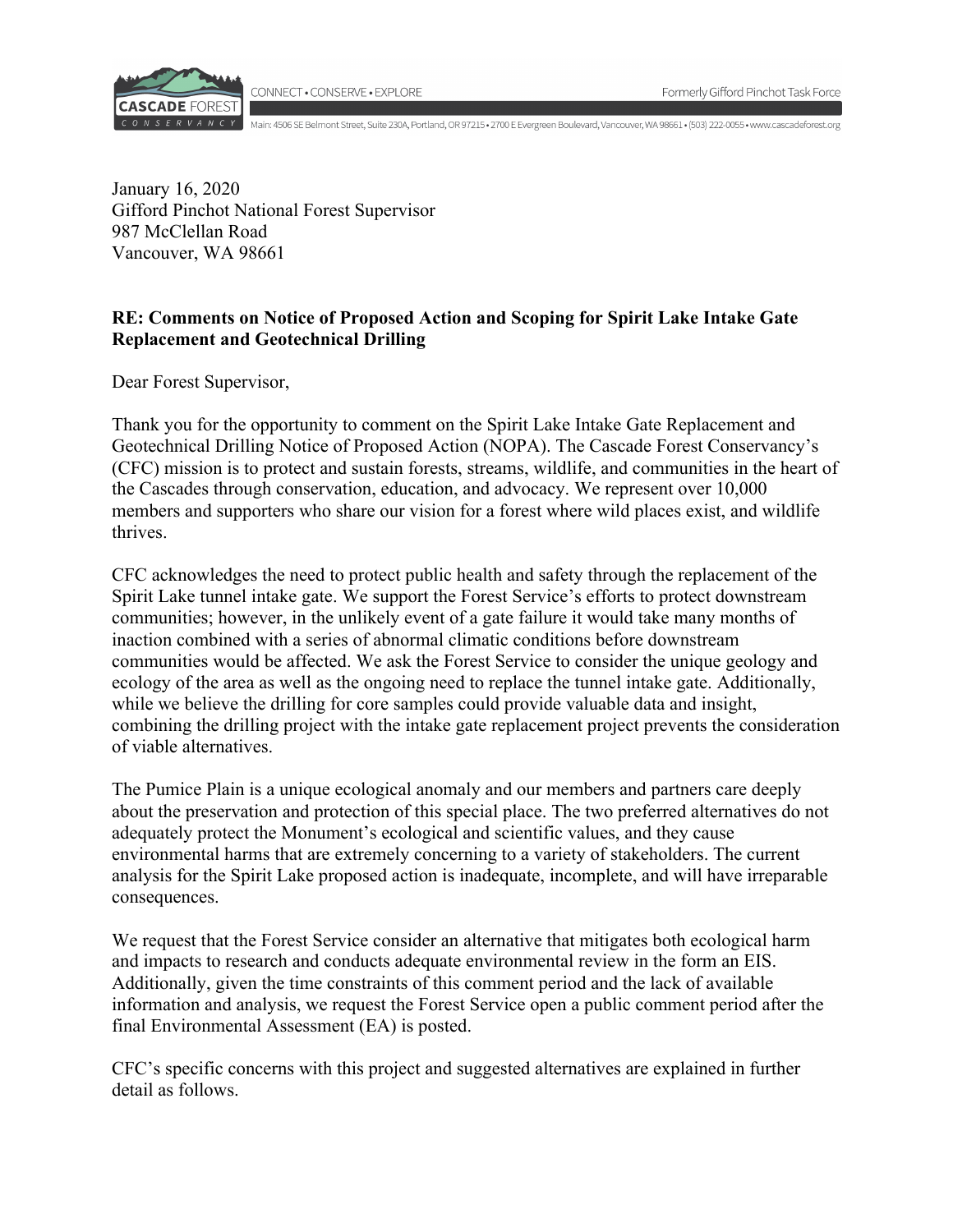CONNECT • CONSERVE • EXPLORE

Formerly Gifford Pinchot Task Force

Main: 4506 SE Belmont Street, Suite 230A, Portland, OR 97215 • 2700 E Evergreen Boulevard, Vancouver, WA 98661 • (503) 222-0055 • www.cascadeforest.org

January 16, 2020
Gifford Pinchot National Forest Supervisor
987 McClellan Road
Vancouver, WA 98661

**RE: Comments on Notice of Proposed Action and Scoping for Spirit Lake Intake Gate Replacement and Geotechnical Drilling**

Dear Forest Supervisor,

Thank you for the opportunity to comment on the Spirit Lake Intake Gate Replacement and Geotechnical Drilling Notice of Proposed Action (NOPA). The Cascade Forest Conservancy's (CFC) mission is to protect and sustain forests, streams, wildlife, and communities in the heart of the Cascades through conservation, education, and advocacy. We represent over 10,000 members and supporters who share our vision for a forest where wild places exist, and wildlife thrives.

CFC acknowledges the need to protect public health and safety through the replacement of the Spirit Lake tunnel intake gate. We support the Forest Service's efforts to protect downstream communities; however, in the unlikely event of a gate failure it would take many months of inaction combined with a series of abnormal climatic conditions before downstream communities would be affected. We ask the Forest Service to consider the unique geology and ecology of the area as well as the ongoing need to replace the tunnel intake gate. Additionally, while we believe the drilling for core samples could provide valuable data and insight, combining the drilling project with the intake gate replacement project prevents the consideration of viable alternatives.

The Pumice Plain is a unique ecological anomaly and our members and partners care deeply about the preservation and protection of this special place. The two preferred alternatives do not adequately protect the Monument's ecological and scientific values, and they cause environmental harms that are extremely concerning to a variety of stakeholders. The current analysis for the Spirit Lake proposed action is inadequate, incomplete, and will have irreparable consequences.

We request that the Forest Service consider an alternative that mitigates both ecological harm and impacts to research and conducts adequate environmental review in the form an EIS. Additionally, given the time constraints of this comment period and the lack of available information and analysis, we request the Forest Service open a public comment period after the final Environmental Assessment (EA) is posted.

CFC's specific concerns with this project and suggested alternatives are explained in further detail as follows.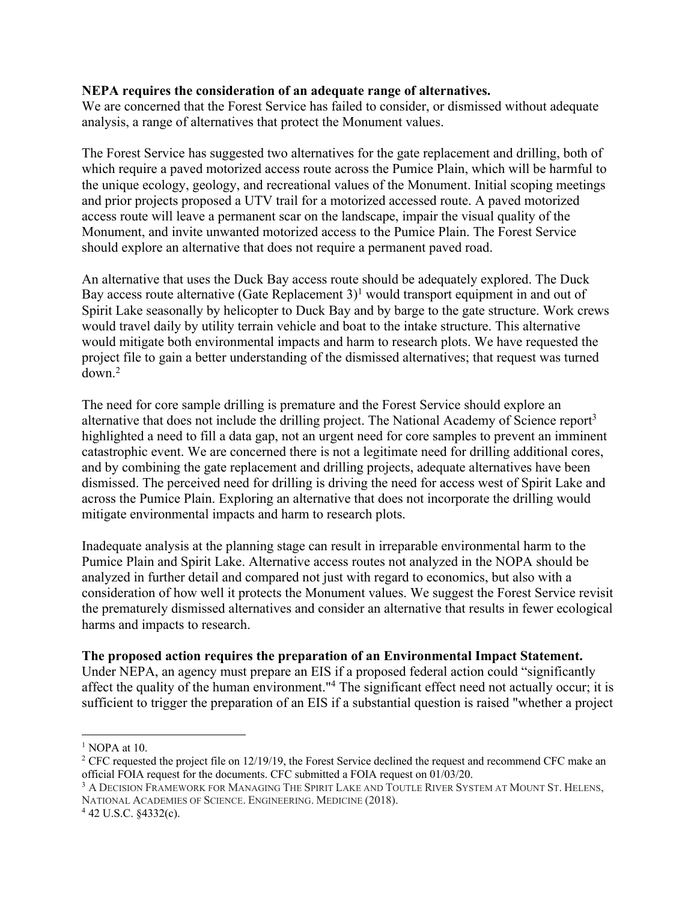**NEPA requires the consideration of an adequate range of alternatives.**
We are concerned that the Forest Service has failed to consider, or dismissed without adequate analysis, a range of alternatives that protect the Monument values.

The Forest Service has suggested two alternatives for the gate replacement and drilling, both of which require a paved motorized access route across the Pumice Plain, which will be harmful to the unique ecology, geology, and recreational values of the Monument. Initial scoping meetings and prior projects proposed a UTV trail for a motorized accessed route. A paved motorized access route will leave a permanent scar on the landscape, impair the visual quality of the Monument, and invite unwanted motorized access to the Pumice Plain. The Forest Service should explore an alternative that does not require a permanent paved road.

An alternative that uses the Duck Bay access route should be adequately explored. The Duck Bay access route alternative (Gate Replacement 3)[1] would transport equipment in and out of Spirit Lake seasonally by helicopter to Duck Bay and by barge to the gate structure. Work crews would travel daily by utility terrain vehicle and boat to the intake structure. This alternative would mitigate both environmental impacts and harm to research plots. We have requested the project file to gain a better understanding of the dismissed alternatives; that request was turned down.[2]

The need for core sample drilling is premature and the Forest Service should explore an alternative that does not include the drilling project. The National Academy of Science report[3] highlighted a need to fill a data gap, not an urgent need for core samples to prevent an imminent catastrophic event. We are concerned there is not a legitimate need for drilling additional cores, and by combining the gate replacement and drilling projects, adequate alternatives have been dismissed. The perceived need for drilling is driving the need for access west of Spirit Lake and across the Pumice Plain. Exploring an alternative that does not incorporate the drilling would mitigate environmental impacts and harm to research plots.

Inadequate analysis at the planning stage can result in irreparable environmental harm to the Pumice Plain and Spirit Lake. Alternative access routes not analyzed in the NOPA should be analyzed in further detail and compared not just with regard to economics, but also with a consideration of how well it protects the Monument values. We suggest the Forest Service revisit the prematurely dismissed alternatives and consider an alternative that results in fewer ecological harms and impacts to research.

**The proposed action requires the preparation of an Environmental Impact Statement.**
Under NEPA, an agency must prepare an EIS if a proposed federal action could "significantly affect the quality of the human environment."[4] The significant effect need not actually occur; it is sufficient to trigger the preparation of an EIS if a substantial question is raised "whether a project

---

[1] NOPA at 10.

[2] CFC requested the project file on 12/19/19, the Forest Service declined the request and recommend CFC make an official FOIA request for the documents. CFC submitted a FOIA request on 01/03/20.

[3] A DECISION FRAMEWORK FOR MANAGING THE SPIRIT LAKE AND TOUTLE RIVER SYSTEM AT MOUNT ST. HELENS, NATIONAL ACADEMIES OF SCIENCE. ENGINEERING. MEDICINE (2018).

[4] 42 U.S.C. §4332(c).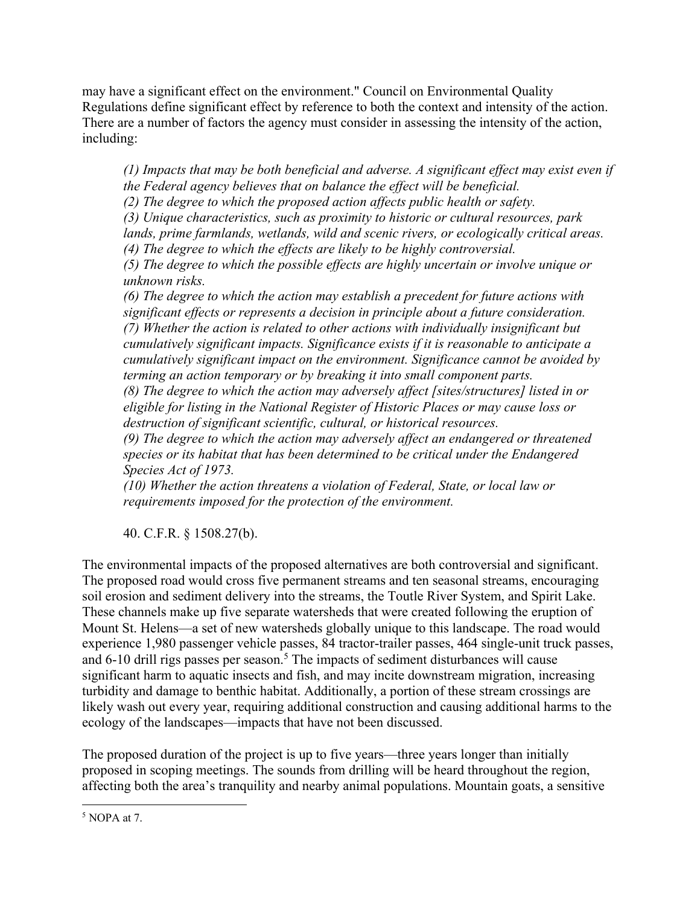may have a significant effect on the environment." Council on Environmental Quality Regulations define significant effect by reference to both the context and intensity of the action. There are a number of factors the agency must consider in assessing the intensity of the action, including:

> *(1) Impacts that may be both beneficial and adverse. A significant effect may exist even if the Federal agency believes that on balance the effect will be beneficial.*
> *(2) The degree to which the proposed action affects public health or safety.*
> *(3) Unique characteristics, such as proximity to historic or cultural resources, park lands, prime farmlands, wetlands, wild and scenic rivers, or ecologically critical areas.*
> *(4) The degree to which the effects are likely to be highly controversial.*
> *(5) The degree to which the possible effects are highly uncertain or involve unique or unknown risks.*
> *(6) The degree to which the action may establish a precedent for future actions with significant effects or represents a decision in principle about a future consideration.*
> *(7) Whether the action is related to other actions with individually insignificant but cumulatively significant impacts. Significance exists if it is reasonable to anticipate a cumulatively significant impact on the environment. Significance cannot be avoided by terming an action temporary or by breaking it into small component parts.*
> *(8) The degree to which the action may adversely affect [sites/structures] listed in or eligible for listing in the National Register of Historic Places or may cause loss or destruction of significant scientific, cultural, or historical resources.*
> *(9) The degree to which the action may adversely affect an endangered or threatened species or its habitat that has been determined to be critical under the Endangered Species Act of 1973.*
> *(10) Whether the action threatens a violation of Federal, State, or local law or requirements imposed for the protection of the environment.*
>
> 40. C.F.R. § 1508.27(b).

The environmental impacts of the proposed alternatives are both controversial and significant. The proposed road would cross five permanent streams and ten seasonal streams, encouraging soil erosion and sediment delivery into the streams, the Toutle River System, and Spirit Lake. These channels make up five separate watersheds that were created following the eruption of Mount St. Helens—a set of new watersheds globally unique to this landscape. The road would experience 1,980 passenger vehicle passes, 84 tractor-trailer passes, 464 single-unit truck passes, and 6-10 drill rigs passes per season.[5] The impacts of sediment disturbances will cause significant harm to aquatic insects and fish, and may incite downstream migration, increasing turbidity and damage to benthic habitat. Additionally, a portion of these stream crossings are likely wash out every year, requiring additional construction and causing additional harms to the ecology of the landscapes—impacts that have not been discussed.

The proposed duration of the project is up to five years—three years longer than initially proposed in scoping meetings. The sounds from drilling will be heard throughout the region, affecting both the area's tranquility and nearby animal populations. Mountain goats, a sensitive

[5] NOPA at 7.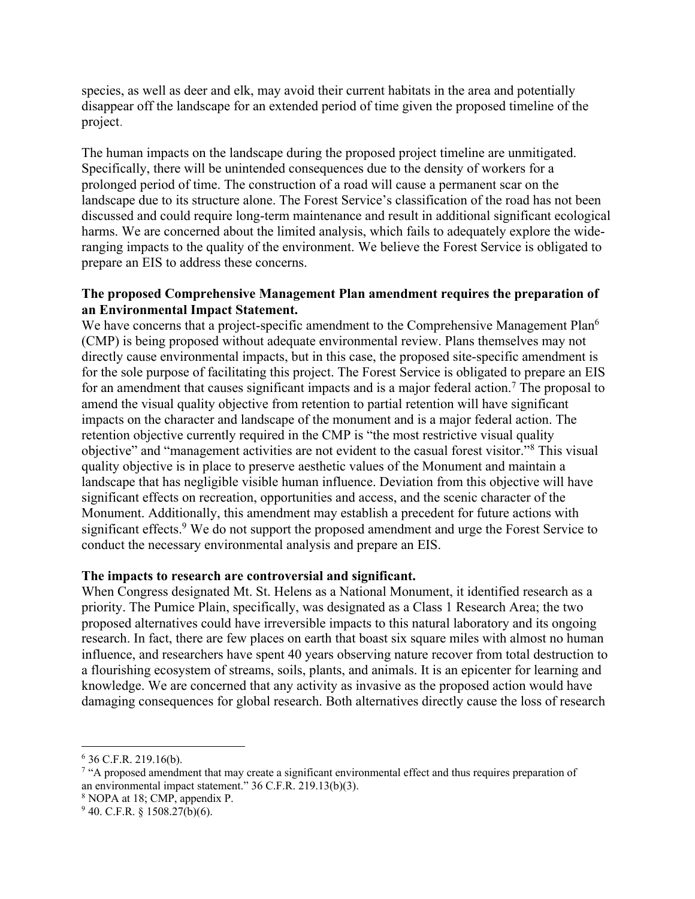species, as well as deer and elk, may avoid their current habitats in the area and potentially disappear off the landscape for an extended period of time given the proposed timeline of the project.

The human impacts on the landscape during the proposed project timeline are unmitigated. Specifically, there will be unintended consequences due to the density of workers for a prolonged period of time. The construction of a road will cause a permanent scar on the landscape due to its structure alone. The Forest Service's classification of the road has not been discussed and could require long-term maintenance and result in additional significant ecological harms. We are concerned about the limited analysis, which fails to adequately explore the wide-ranging impacts to the quality of the environment. We believe the Forest Service is obligated to prepare an EIS to address these concerns.

**The proposed Comprehensive Management Plan amendment requires the preparation of an Environmental Impact Statement.**

We have concerns that a project-specific amendment to the Comprehensive Management Plan[6] (CMP) is being proposed without adequate environmental review. Plans themselves may not directly cause environmental impacts, but in this case, the proposed site-specific amendment is for the sole purpose of facilitating this project. The Forest Service is obligated to prepare an EIS for an amendment that causes significant impacts and is a major federal action.[7] The proposal to amend the visual quality objective from retention to partial retention will have significant impacts on the character and landscape of the monument and is a major federal action. The retention objective currently required in the CMP is "the most restrictive visual quality objective" and "management activities are not evident to the casual forest visitor."[8] This visual quality objective is in place to preserve aesthetic values of the Monument and maintain a landscape that has negligible visible human influence. Deviation from this objective will have significant effects on recreation, opportunities and access, and the scenic character of the Monument. Additionally, this amendment may establish a precedent for future actions with significant effects.[9] We do not support the proposed amendment and urge the Forest Service to conduct the necessary environmental analysis and prepare an EIS.

**The impacts to research are controversial and significant.**

When Congress designated Mt. St. Helens as a National Monument, it identified research as a priority. The Pumice Plain, specifically, was designated as a Class 1 Research Area; the two proposed alternatives could have irreversible impacts to this natural laboratory and its ongoing research. In fact, there are few places on earth that boast six square miles with almost no human influence, and researchers have spent 40 years observing nature recover from total destruction to a flourishing ecosystem of streams, soils, plants, and animals. It is an epicenter for learning and knowledge. We are concerned that any activity as invasive as the proposed action would have damaging consequences for global research. Both alternatives directly cause the loss of research

---

[6] 36 C.F.R. 219.16(b).

[7] "A proposed amendment that may create a significant environmental effect and thus requires preparation of an environmental impact statement." 36 C.F.R. 219.13(b)(3).

[8] NOPA at 18; CMP, appendix P.

[9] 40. C.F.R. § 1508.27(b)(6).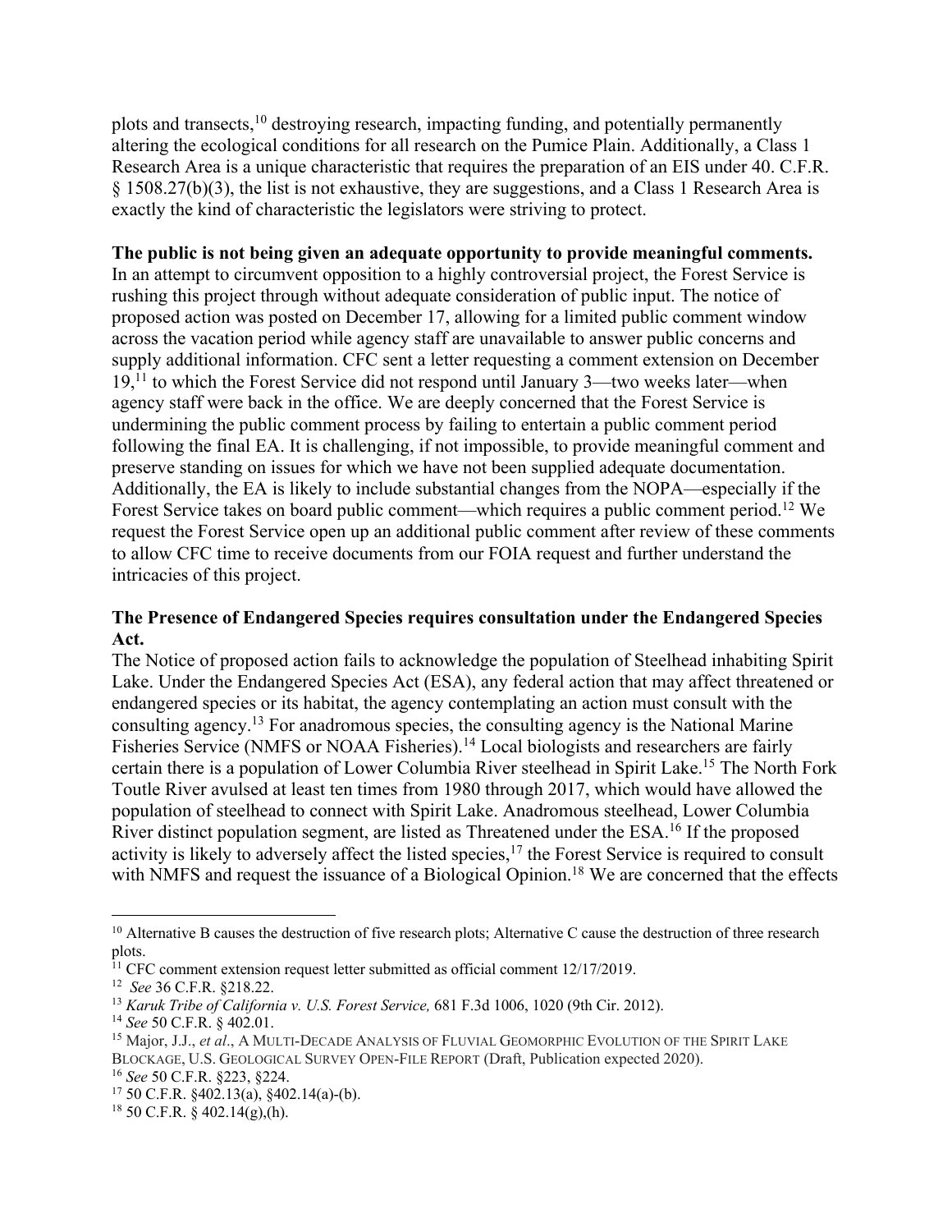plots and transects,[10] destroying research, impacting funding, and potentially permanently altering the ecological conditions for all research on the Pumice Plain. Additionally, a Class 1 Research Area is a unique characteristic that requires the preparation of an EIS under 40. C.F.R. § 1508.27(b)(3), the list is not exhaustive, they are suggestions, and a Class 1 Research Area is exactly the kind of characteristic the legislators were striving to protect.

**The public is not being given an adequate opportunity to provide meaningful comments.** In an attempt to circumvent opposition to a highly controversial project, the Forest Service is rushing this project through without adequate consideration of public input. The notice of proposed action was posted on December 17, allowing for a limited public comment window across the vacation period while agency staff are unavailable to answer public concerns and supply additional information. CFC sent a letter requesting a comment extension on December 19,[11] to which the Forest Service did not respond until January 3—two weeks later—when agency staff were back in the office. We are deeply concerned that the Forest Service is undermining the public comment process by failing to entertain a public comment period following the final EA. It is challenging, if not impossible, to provide meaningful comment and preserve standing on issues for which we have not been supplied adequate documentation. Additionally, the EA is likely to include substantial changes from the NOPA—especially if the Forest Service takes on board public comment—which requires a public comment period.[12] We request the Forest Service open up an additional public comment after review of these comments to allow CFC time to receive documents from our FOIA request and further understand the intricacies of this project.

**The Presence of Endangered Species requires consultation under the Endangered Species Act.**

The Notice of proposed action fails to acknowledge the population of Steelhead inhabiting Spirit Lake. Under the Endangered Species Act (ESA), any federal action that may affect threatened or endangered species or its habitat, the agency contemplating an action must consult with the consulting agency.[13] For anadromous species, the consulting agency is the National Marine Fisheries Service (NMFS or NOAA Fisheries).[14] Local biologists and researchers are fairly certain there is a population of Lower Columbia River steelhead in Spirit Lake.[15] The North Fork Toutle River avulsed at least ten times from 1980 through 2017, which would have allowed the population of steelhead to connect with Spirit Lake. Anadromous steelhead, Lower Columbia River distinct population segment, are listed as Threatened under the ESA.[16] If the proposed activity is likely to adversely affect the listed species,[17] the Forest Service is required to consult with NMFS and request the issuance of a Biological Opinion.[18] We are concerned that the effects

---

[10] Alternative B causes the destruction of five research plots; Alternative C cause the destruction of three research plots.

[11] CFC comment extension request letter submitted as official comment 12/17/2019.

[12] *See* 36 C.F.R. §218.22.

[13] *Karuk Tribe of California v. U.S. Forest Service,* 681 F.3d 1006, 1020 (9th Cir. 2012).

[14] *See* 50 C.F.R. § 402.01.

[15] Major, J.J., *et al*., A MULTI-DECADE ANALYSIS OF FLUVIAL GEOMORPHIC EVOLUTION OF THE SPIRIT LAKE BLOCKAGE, U.S. GEOLOGICAL SURVEY OPEN-FILE REPORT (Draft, Publication expected 2020).

[16] *See* 50 C.F.R. §223, §224.

[17] 50 C.F.R. §402.13(a), §402.14(a)-(b).

[18] 50 C.F.R. § 402.14(g),(h).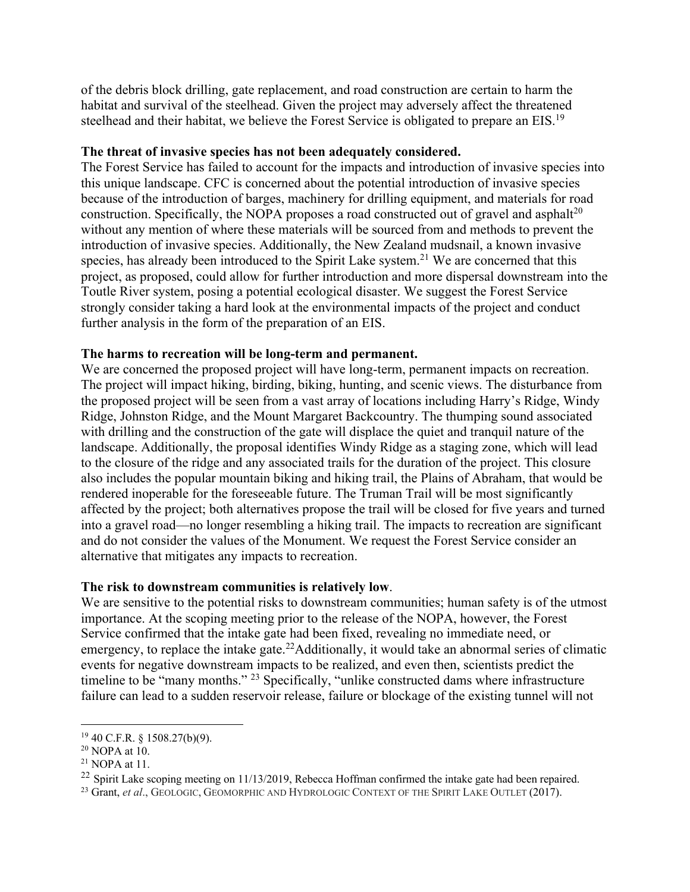of the debris block drilling, gate replacement, and road construction are certain to harm the habitat and survival of the steelhead. Given the project may adversely affect the threatened steelhead and their habitat, we believe the Forest Service is obligated to prepare an EIS.[19]

**The threat of invasive species has not been adequately considered.**

The Forest Service has failed to account for the impacts and introduction of invasive species into this unique landscape. CFC is concerned about the potential introduction of invasive species because of the introduction of barges, machinery for drilling equipment, and materials for road construction. Specifically, the NOPA proposes a road constructed out of gravel and asphalt[20] without any mention of where these materials will be sourced from and methods to prevent the introduction of invasive species. Additionally, the New Zealand mudsnail, a known invasive species, has already been introduced to the Spirit Lake system.[21] We are concerned that this project, as proposed, could allow for further introduction and more dispersal downstream into the Toutle River system, posing a potential ecological disaster. We suggest the Forest Service strongly consider taking a hard look at the environmental impacts of the project and conduct further analysis in the form of the preparation of an EIS.

**The harms to recreation will be long-term and permanent.**

We are concerned the proposed project will have long-term, permanent impacts on recreation. The project will impact hiking, birding, biking, hunting, and scenic views. The disturbance from the proposed project will be seen from a vast array of locations including Harry's Ridge, Windy Ridge, Johnston Ridge, and the Mount Margaret Backcountry. The thumping sound associated with drilling and the construction of the gate will displace the quiet and tranquil nature of the landscape. Additionally, the proposal identifies Windy Ridge as a staging zone, which will lead to the closure of the ridge and any associated trails for the duration of the project. This closure also includes the popular mountain biking and hiking trail, the Plains of Abraham, that would be rendered inoperable for the foreseeable future. The Truman Trail will be most significantly affected by the project; both alternatives propose the trail will be closed for five years and turned into a gravel road—no longer resembling a hiking trail. The impacts to recreation are significant and do not consider the values of the Monument. We request the Forest Service consider an alternative that mitigates any impacts to recreation.

**The risk to downstream communities is relatively low**.

We are sensitive to the potential risks to downstream communities; human safety is of the utmost importance. At the scoping meeting prior to the release of the NOPA, however, the Forest Service confirmed that the intake gate had been fixed, revealing no immediate need, or emergency, to replace the intake gate.[22] Additionally, it would take an abnormal series of climatic events for negative downstream impacts to be realized, and even then, scientists predict the timeline to be "many months." [23] Specifically, "unlike constructed dams where infrastructure failure can lead to a sudden reservoir release, failure or blockage of the existing tunnel will not

---

[19] 40 C.F.R. § 1508.27(b)(9).

[20] NOPA at 10.

[21] NOPA at 11.

[22] Spirit Lake scoping meeting on 11/13/2019, Rebecca Hoffman confirmed the intake gate had been repaired.

[23] Grant, *et al*., GEOLOGIC, GEOMORPHIC AND HYDROLOGIC CONTEXT OF THE SPIRIT LAKE OUTLET (2017).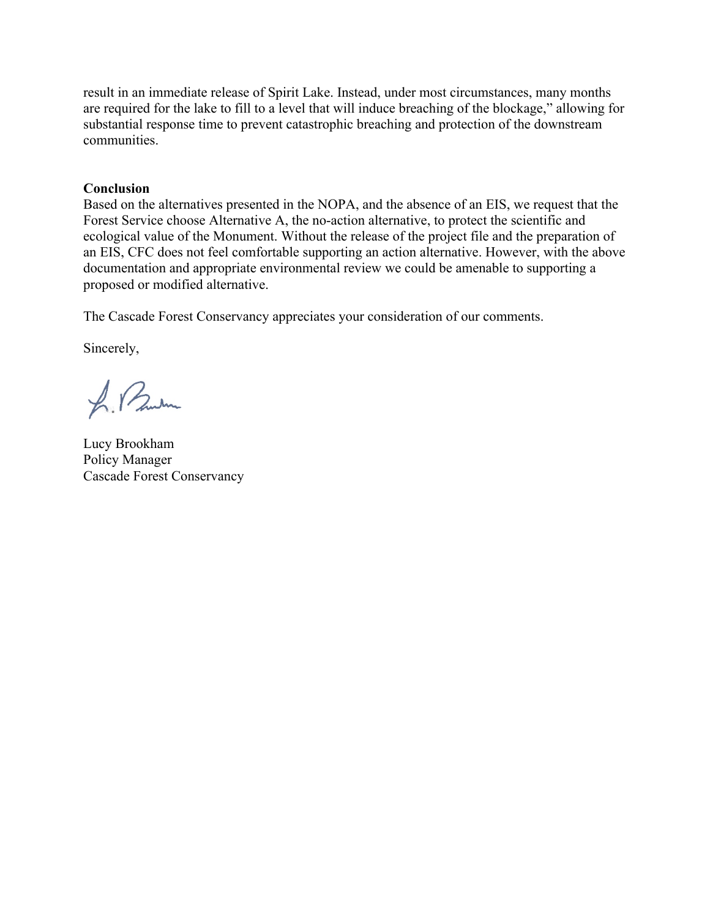result in an immediate release of Spirit Lake. Instead, under most circumstances, many months are required for the lake to fill to a level that will induce breaching of the blockage," allowing for substantial response time to prevent catastrophic breaching and protection of the downstream communities.

**Conclusion**

Based on the alternatives presented in the NOPA, and the absence of an EIS, we request that the Forest Service choose Alternative A, the no-action alternative, to protect the scientific and ecological value of the Monument. Without the release of the project file and the preparation of an EIS, CFC does not feel comfortable supporting an action alternative. However, with the above documentation and appropriate environmental review we could be amenable to supporting a proposed or modified alternative.

The Cascade Forest Conservancy appreciates your consideration of our comments.

Sincerely,

Lucy Brookham
Policy Manager
Cascade Forest Conservancy